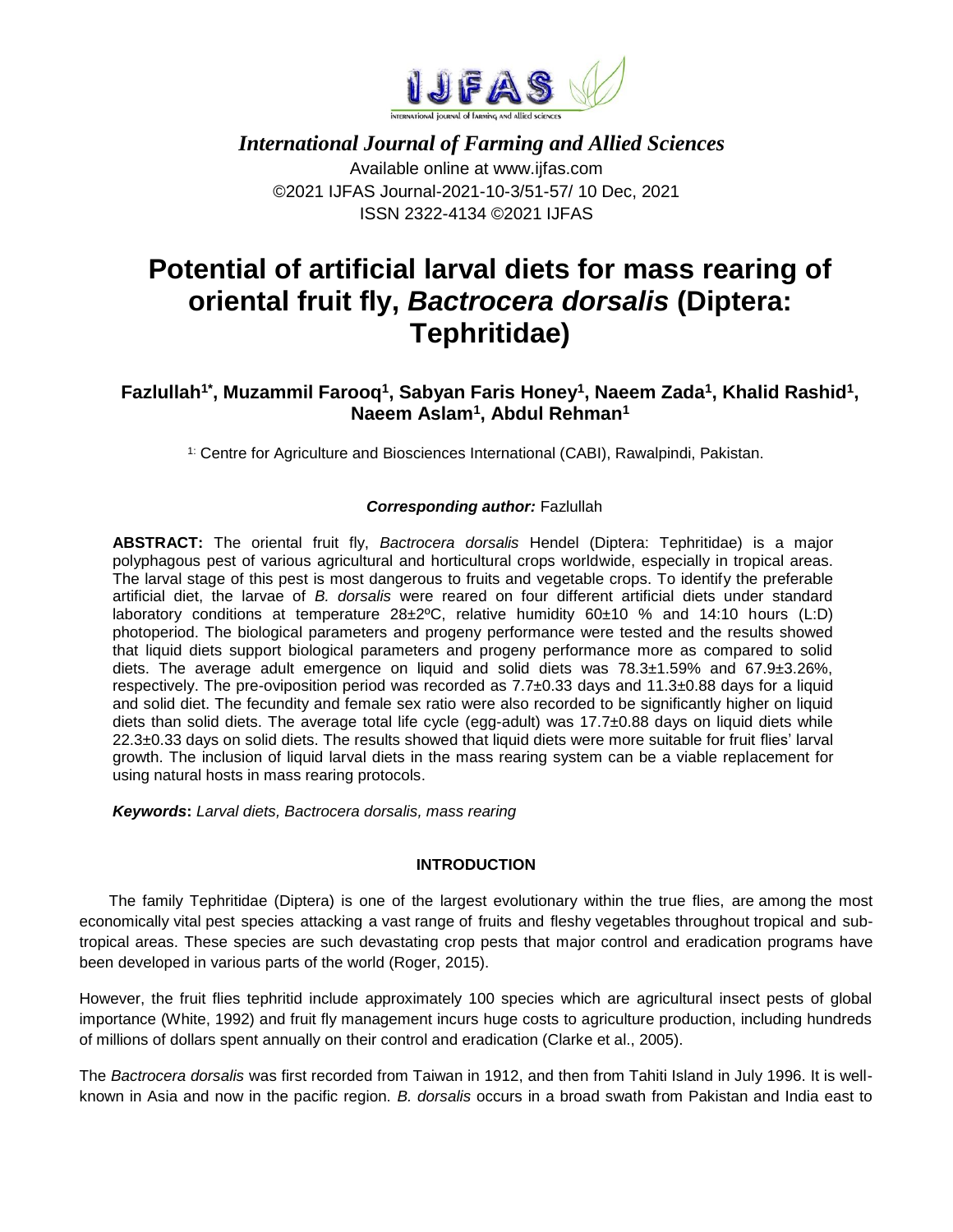*International Journal of Farming and Allied Sciences*

Available online at www.ijfas.com

©2021 IJFAS Journal-2021-10-3/51-57/ 10 Dec, 2021

ISSN 2322-4134 ©2021 IJFAS

# Potential of artificial larval diets for mass rearing of oriental fruit fly, *Bactrocera dorsalis* (Diptera: Tephritidae)

**Fazlullah[1*], Muzammil Farooq[1], Sabyan Faris Honey[1], Naeem Zada[1], Khalid Rashid[1], Naeem Aslam[1], Abdul Rehman[1]**

1: Centre for Agriculture and Biosciences International (CABI), Rawalpindi, Pakistan.

***Corresponding author:*** Fazlullah

**ABSTRACT:** The oriental fruit fly, *Bactrocera dorsalis* Hendel (Diptera: Tephritidae) is a major polyphagous pest of various agricultural and horticultural crops worldwide, especially in tropical areas. The larval stage of this pest is most dangerous to fruits and vegetable crops. To identify the preferable artificial diet, the larvae of *B. dorsalis* were reared on four different artificial diets under standard laboratory conditions at temperature 28±2ºC, relative humidity 60±10 % and 14:10 hours (L:D) photoperiod. The biological parameters and progeny performance were tested and the results showed that liquid diets support biological parameters and progeny performance more as compared to solid diets. The average adult emergence on liquid and solid diets was 78.3±1.59% and 67.9±3.26%, respectively. The pre-oviposition period was recorded as 7.7±0.33 days and 11.3±0.88 days for a liquid and solid diet. The fecundity and female sex ratio were also recorded to be significantly higher on liquid diets than solid diets. The average total life cycle (egg-adult) was 17.7±0.88 days on liquid diets while 22.3±0.33 days on solid diets. The results showed that liquid diets were more suitable for fruit flies' larval growth. The inclusion of liquid larval diets in the mass rearing system can be a viable replacement for using natural hosts in mass rearing protocols.

***Keywords*:** *Larval diets, Bactrocera dorsalis, mass rearing*

## INTRODUCTION

The family Tephritidae (Diptera) is one of the largest evolutionary within the true flies, are among the most economically vital pest species attacking a vast range of fruits and fleshy vegetables throughout tropical and sub-tropical areas. These species are such devastating crop pests that major control and eradication programs have been developed in various parts of the world (Roger, 2015).

However, the fruit flies tephritid include approximately 100 species which are agricultural insect pests of global importance (White, 1992) and fruit fly management incurs huge costs to agriculture production, including hundreds of millions of dollars spent annually on their control and eradication (Clarke et al., 2005).

The *Bactrocera dorsalis* was first recorded from Taiwan in 1912, and then from Tahiti Island in July 1996. It is well-known in Asia and now in the pacific region. *B. dorsalis* occurs in a broad swath from Pakistan and India east to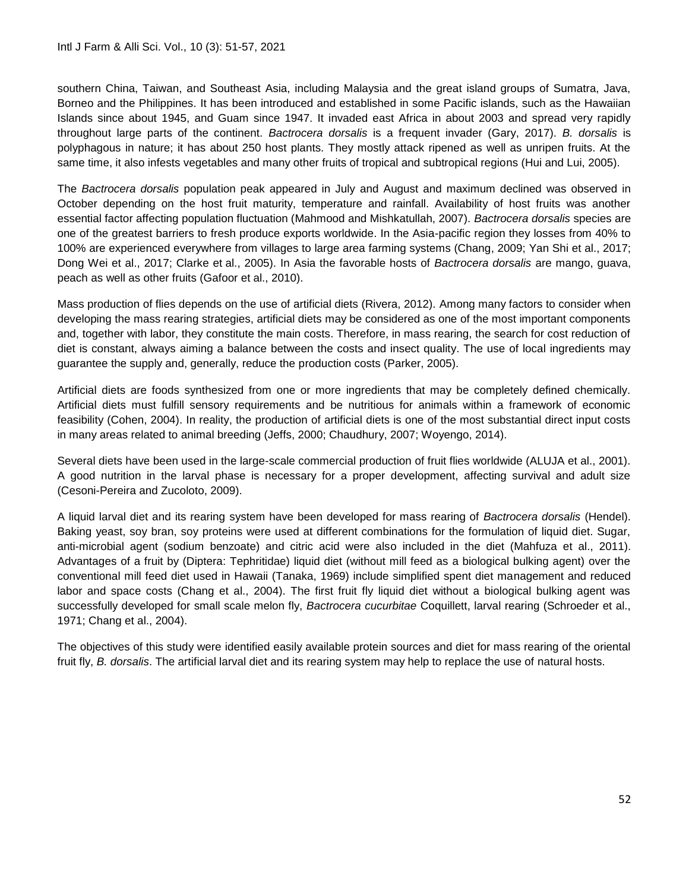southern China, Taiwan, and Southeast Asia, including Malaysia and the great island groups of Sumatra, Java, Borneo and the Philippines. It has been introduced and established in some Pacific islands, such as the Hawaiian Islands since about 1945, and Guam since 1947. It invaded east Africa in about 2003 and spread very rapidly throughout large parts of the continent. *Bactrocera dorsalis* is a frequent invader (Gary, 2017). *B. dorsalis* is polyphagous in nature; it has about 250 host plants. They mostly attack ripened as well as unripen fruits. At the same time, it also infests vegetables and many other fruits of tropical and subtropical regions (Hui and Lui, 2005).

The *Bactrocera dorsalis* population peak appeared in July and August and maximum declined was observed in October depending on the host fruit maturity, temperature and rainfall. Availability of host fruits was another essential factor affecting population fluctuation (Mahmood and Mishkatullah, 2007). *Bactrocera dorsalis* species are one of the greatest barriers to fresh produce exports worldwide. In the Asia-pacific region they losses from 40% to 100% are experienced everywhere from villages to large area farming systems (Chang, 2009; Yan Shi et al., 2017; Dong Wei et al., 2017; Clarke et al., 2005). In Asia the favorable hosts of *Bactrocera dorsalis* are mango, guava, peach as well as other fruits (Gafoor et al., 2010).

Mass production of flies depends on the use of artificial diets (Rivera, 2012). Among many factors to consider when developing the mass rearing strategies, artificial diets may be considered as one of the most important components and, together with labor, they constitute the main costs. Therefore, in mass rearing, the search for cost reduction of diet is constant, always aiming a balance between the costs and insect quality. The use of local ingredients may guarantee the supply and, generally, reduce the production costs (Parker, 2005).

Artificial diets are foods synthesized from one or more ingredients that may be completely defined chemically. Artificial diets must fulfill sensory requirements and be nutritious for animals within a framework of economic feasibility (Cohen, 2004). In reality, the production of artificial diets is one of the most substantial direct input costs in many areas related to animal breeding (Jeffs, 2000; Chaudhury, 2007; Woyengo, 2014).

Several diets have been used in the large-scale commercial production of fruit flies worldwide (ALUJA et al., 2001). A good nutrition in the larval phase is necessary for a proper development, affecting survival and adult size (Cesoni-Pereira and Zucoloto, 2009).

A liquid larval diet and its rearing system have been developed for mass rearing of *Bactrocera dorsalis* (Hendel). Baking yeast, soy bran, soy proteins were used at different combinations for the formulation of liquid diet. Sugar, anti-microbial agent (sodium benzoate) and citric acid were also included in the diet (Mahfuza et al., 2011). Advantages of a fruit by (Diptera: Tephritidae) liquid diet (without mill feed as a biological bulking agent) over the conventional mill feed diet used in Hawaii (Tanaka, 1969) include simplified spent diet management and reduced labor and space costs (Chang et al., 2004). The first fruit fly liquid diet without a biological bulking agent was successfully developed for small scale melon fly, *Bactrocera cucurbitae* Coquillett, larval rearing (Schroeder et al., 1971; Chang et al., 2004).

The objectives of this study were identified easily available protein sources and diet for mass rearing of the oriental fruit fly, *B. dorsalis*. The artificial larval diet and its rearing system may help to replace the use of natural hosts.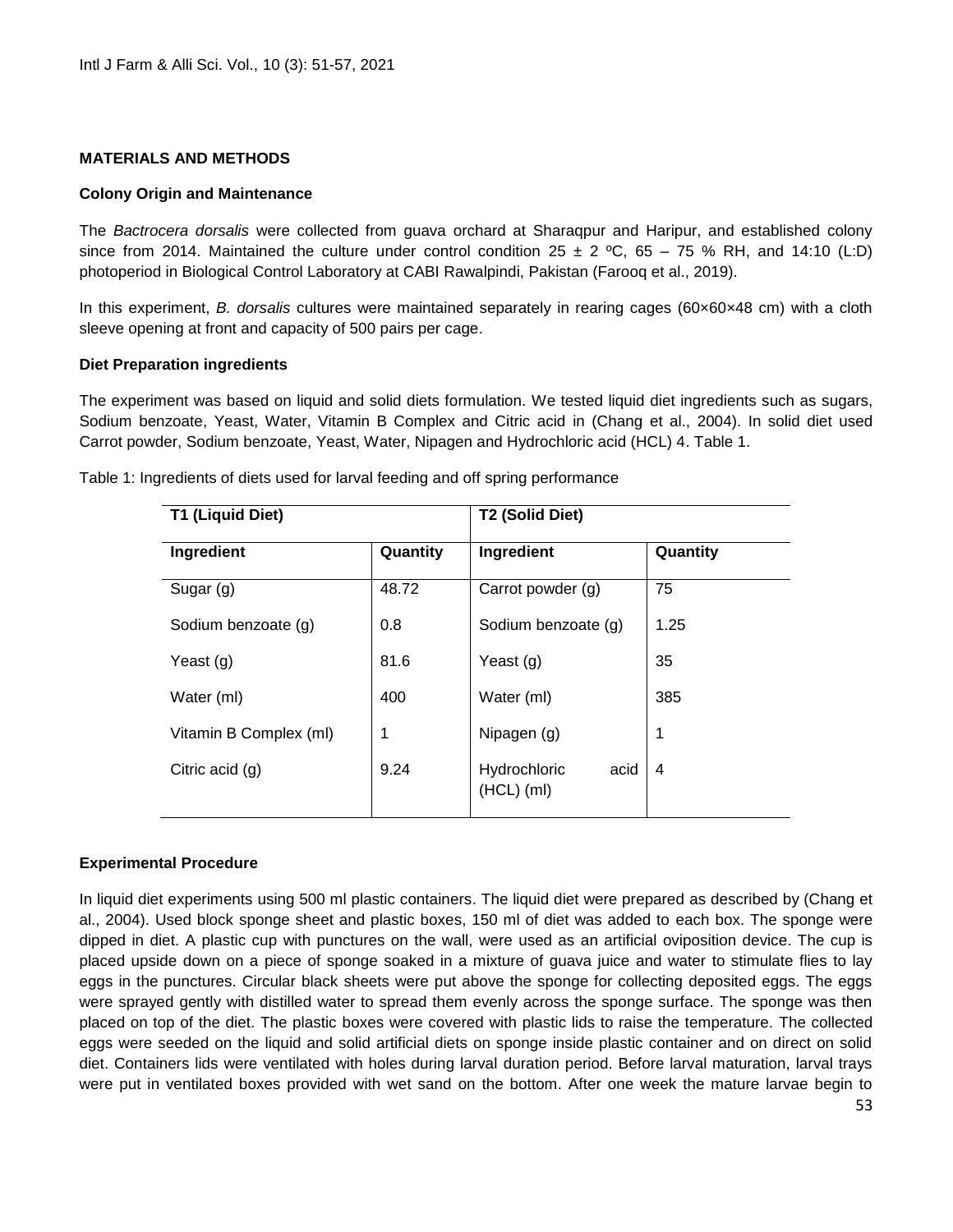## MATERIALS AND METHODS

### Colony Origin and Maintenance

The *Bactrocera dorsalis* were collected from guava orchard at Sharaqpur and Haripur, and established colony since from 2014. Maintained the culture under control condition 25 ± 2 ºC, 65 – 75 % RH, and 14:10 (L:D) photoperiod in Biological Control Laboratory at CABI Rawalpindi, Pakistan (Farooq et al., 2019).

In this experiment, *B. dorsalis* cultures were maintained separately in rearing cages (60×60×48 cm) with a cloth sleeve opening at front and capacity of 500 pairs per cage.

### Diet Preparation ingredients

The experiment was based on liquid and solid diets formulation. We tested liquid diet ingredients such as sugars, Sodium benzoate, Yeast, Water, Vitamin B Complex and Citric acid in (Chang et al., 2004). In solid diet used Carrot powder, Sodium benzoate, Yeast, Water, Nipagen and Hydrochloric acid (HCL) 4. Table 1.

Table 1: Ingredients of diets used for larval feeding and off spring performance

| T1 (Liquid Diet) | | T2 (Solid Diet) | |
|---|---|---|---|
| **Ingredient** | **Quantity** | **Ingredient** | **Quantity** |
| Sugar (g) | 48.72 | Carrot powder (g) | 75 |
| Sodium benzoate (g) | 0.8 | Sodium benzoate (g) | 1.25 |
| Yeast (g) | 81.6 | Yeast (g) | 35 |
| Water (ml) | 400 | Water (ml) | 385 |
| Vitamin B Complex (ml) | 1 | Nipagen (g) | 1 |
| Citric acid (g) | 9.24 | Hydrochloric acid (HCL) (ml) | 4 |

### Experimental Procedure

In liquid diet experiments using 500 ml plastic containers. The liquid diet were prepared as described by (Chang et al., 2004). Used block sponge sheet and plastic boxes, 150 ml of diet was added to each box. The sponge were dipped in diet. A plastic cup with punctures on the wall, were used as an artificial oviposition device. The cup is placed upside down on a piece of sponge soaked in a mixture of guava juice and water to stimulate flies to lay eggs in the punctures. Circular black sheets were put above the sponge for collecting deposited eggs. The eggs were sprayed gently with distilled water to spread them evenly across the sponge surface. The sponge was then placed on top of the diet. The plastic boxes were covered with plastic lids to raise the temperature. The collected eggs were seeded on the liquid and solid artificial diets on sponge inside plastic container and on direct on solid diet. Containers lids were ventilated with holes during larval duration period. Before larval maturation, larval trays were put in ventilated boxes provided with wet sand on the bottom. After one week the mature larvae begin to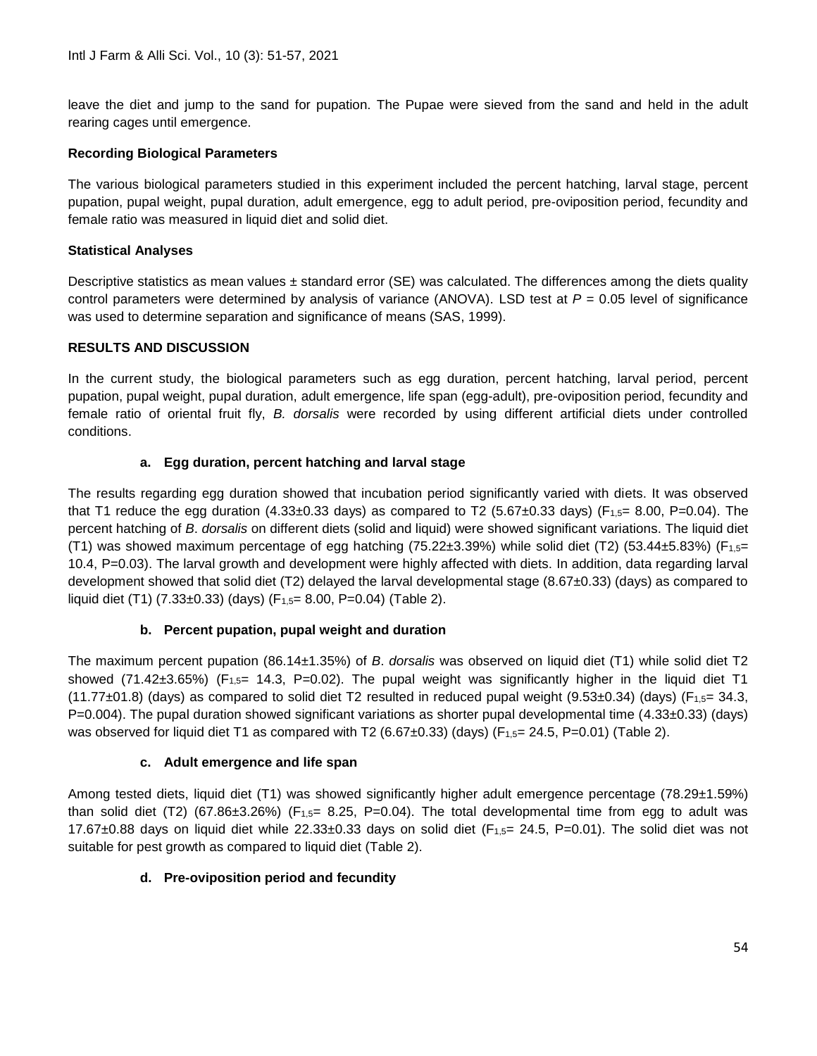leave the diet and jump to the sand for pupation. The Pupae were sieved from the sand and held in the adult rearing cages until emergence.

### Recording Biological Parameters

The various biological parameters studied in this experiment included the percent hatching, larval stage, percent pupation, pupal weight, pupal duration, adult emergence, egg to adult period, pre-oviposition period, fecundity and female ratio was measured in liquid diet and solid diet.

### Statistical Analyses

Descriptive statistics as mean values ± standard error (SE) was calculated. The differences among the diets quality control parameters were determined by analysis of variance (ANOVA). LSD test at $P = 0.05$ level of significance was used to determine separation and significance of means (SAS, 1999).

## RESULTS AND DISCUSSION

In the current study, the biological parameters such as egg duration, percent hatching, larval period, percent pupation, pupal weight, pupal duration, adult emergence, life span (egg-adult), pre-oviposition period, fecundity and female ratio of oriental fruit fly, *B. dorsalis* were recorded by using different artificial diets under controlled conditions.

### a. Egg duration, percent hatching and larval stage

The results regarding egg duration showed that incubation period significantly varied with diets. It was observed that T1 reduce the egg duration (4.33±0.33 days) as compared to T2 (5.67±0.33 days) ($F_{1,5}$= 8.00, P=0.04). The percent hatching of *B*. *dorsalis* on different diets (solid and liquid) were showed significant variations. The liquid diet (T1) was showed maximum percentage of egg hatching (75.22±3.39%) while solid diet (T2) (53.44±5.83%) ($F_{1,5}$= 10.4, P=0.03). The larval growth and development were highly affected with diets. In addition, data regarding larval development showed that solid diet (T2) delayed the larval developmental stage (8.67±0.33) (days) as compared to liquid diet (T1) (7.33±0.33) (days) ($F_{1,5}$= 8.00, P=0.04) (Table 2).

### b. Percent pupation, pupal weight and duration

The maximum percent pupation (86.14±1.35%) of *B*. *dorsalis* was observed on liquid diet (T1) while solid diet T2 showed (71.42±3.65%) ($F_{1,5}$= 14.3, P=0.02). The pupal weight was significantly higher in the liquid diet T1 (11.77±01.8) (days) as compared to solid diet T2 resulted in reduced pupal weight (9.53±0.34) (days) ($F_{1,5}$= 34.3, P=0.004). The pupal duration showed significant variations as shorter pupal developmental time (4.33±0.33) (days) was observed for liquid diet T1 as compared with T2 (6.67±0.33) (days) ($F_{1,5}$= 24.5, P=0.01) (Table 2).

### c. Adult emergence and life span

Among tested diets, liquid diet (T1) was showed significantly higher adult emergence percentage (78.29±1.59%) than solid diet (T2) (67.86±3.26%) ($F_{1,5}$= 8.25, P=0.04). The total developmental time from egg to adult was 17.67±0.88 days on liquid diet while 22.33±0.33 days on solid diet ($F_{1,5}$= 24.5, P=0.01). The solid diet was not suitable for pest growth as compared to liquid diet (Table 2).

### d. Pre-oviposition period and fecundity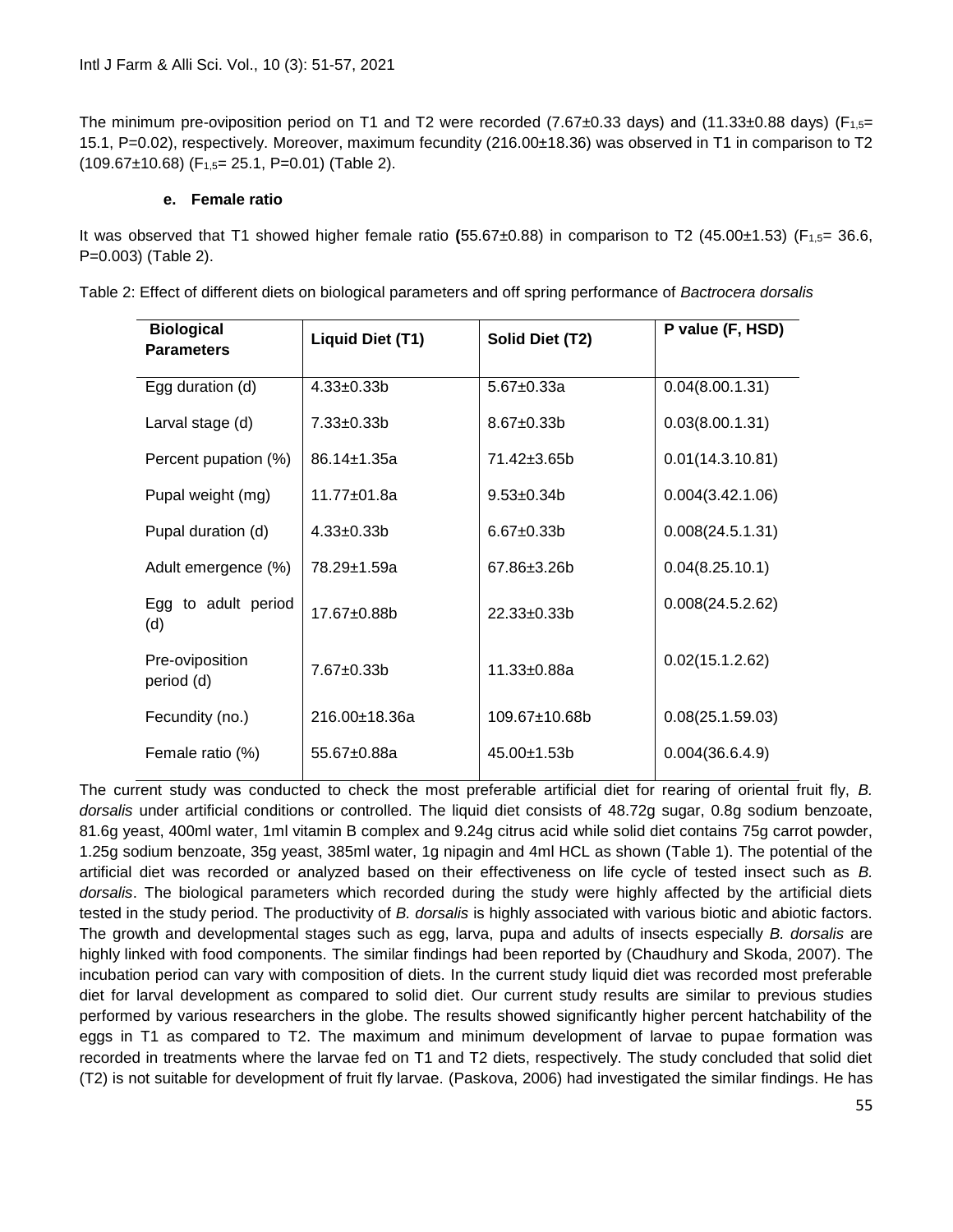The minimum pre-oviposition period on T1 and T2 were recorded (7.67±0.33 days) and (11.33±0.88 days) ($F_{1,5}$= 15.1, P=0.02), respectively. Moreover, maximum fecundity (216.00±18.36) was observed in T1 in comparison to T2 (109.67±10.68) ($F_{1,5}$= 25.1, P=0.01) (Table 2).

#### e. Female ratio

It was observed that T1 showed higher female ratio **(**55.67±0.88) in comparison to T2 (45.00±1.53) ($F_{1,5}$= 36.6, P=0.003) (Table 2).

Table 2: Effect of different diets on biological parameters and off spring performance of *Bactrocera dorsalis*

| **Biological Parameters** | **Liquid Diet (T1)** | **Solid Diet (T2)** | **P value (F, HSD)** |
|---|---|---|---|
| Egg duration (d) | 4.33±0.33b | 5.67±0.33a | 0.04(8.00.1.31) |
| Larval stage (d) | 7.33±0.33b | 8.67±0.33b | 0.03(8.00.1.31) |
| Percent pupation (%) | 86.14±1.35a | 71.42±3.65b | 0.01(14.3.10.81) |
| Pupal weight (mg) | 11.77±01.8a | 9.53±0.34b | 0.004(3.42.1.06) |
| Pupal duration (d) | 4.33±0.33b | 6.67±0.33b | 0.008(24.5.1.31) |
| Adult emergence (%) | 78.29±1.59a | 67.86±3.26b | 0.04(8.25.10.1) |
| Egg to adult period (d) | 17.67±0.88b | 22.33±0.33b | 0.008(24.5.2.62) |
| Pre-oviposition period (d) | 7.67±0.33b | 11.33±0.88a | 0.02(15.1.2.62) |
| Fecundity (no.) | 216.00±18.36a | 109.67±10.68b | 0.08(25.1.59.03) |
| Female ratio (%) | 55.67±0.88a | 45.00±1.53b | 0.004(36.6.4.9) |

The current study was conducted to check the most preferable artificial diet for rearing of oriental fruit fly, *B. dorsalis* under artificial conditions or controlled. The liquid diet consists of 48.72g sugar, 0.8g sodium benzoate, 81.6g yeast, 400ml water, 1ml vitamin B complex and 9.24g citrus acid while solid diet contains 75g carrot powder, 1.25g sodium benzoate, 35g yeast, 385ml water, 1g nipagin and 4ml HCL as shown (Table 1). The potential of the artificial diet was recorded or analyzed based on their effectiveness on life cycle of tested insect such as *B. dorsalis*. The biological parameters which recorded during the study were highly affected by the artificial diets tested in the study period. The productivity of *B. dorsalis* is highly associated with various biotic and abiotic factors. The growth and developmental stages such as egg, larva, pupa and adults of insects especially *B. dorsalis* are highly linked with food components. The similar findings had been reported by (Chaudhury and Skoda, 2007). The incubation period can vary with composition of diets. In the current study liquid diet was recorded most preferable diet for larval development as compared to solid diet. Our current study results are similar to previous studies performed by various researchers in the globe. The results showed significantly higher percent hatchability of the eggs in T1 as compared to T2. The maximum and minimum development of larvae to pupae formation was recorded in treatments where the larvae fed on T1 and T2 diets, respectively. The study concluded that solid diet (T2) is not suitable for development of fruit fly larvae. (Paskova, 2006) had investigated the similar findings. He has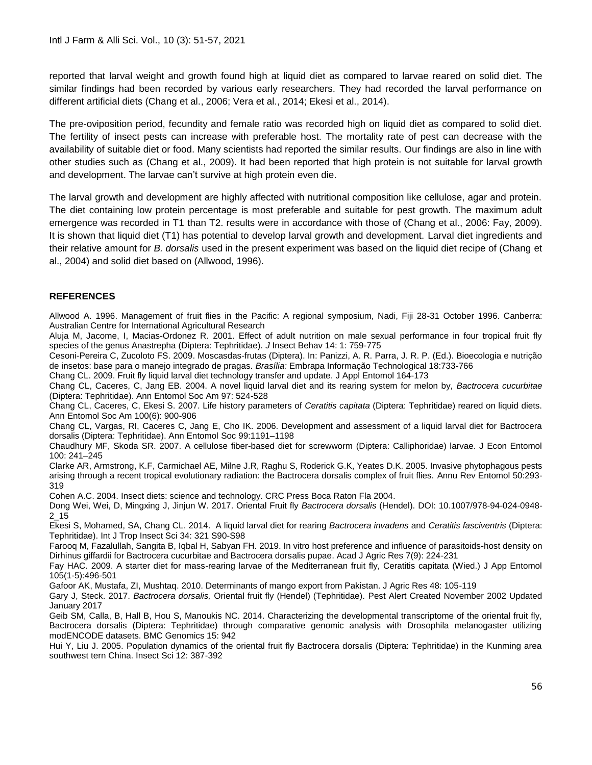reported that larval weight and growth found high at liquid diet as compared to larvae reared on solid diet. The similar findings had been recorded by various early researchers. They had recorded the larval performance on different artificial diets (Chang et al., 2006; Vera et al., 2014; Ekesi et al., 2014).

The pre-oviposition period, fecundity and female ratio was recorded high on liquid diet as compared to solid diet. The fertility of insect pests can increase with preferable host. The mortality rate of pest can decrease with the availability of suitable diet or food. Many scientists had reported the similar results. Our findings are also in line with other studies such as (Chang et al., 2009). It had been reported that high protein is not suitable for larval growth and development. The larvae can't survive at high protein even die.

The larval growth and development are highly affected with nutritional composition like cellulose, agar and protein. The diet containing low protein percentage is most preferable and suitable for pest growth. The maximum adult emergence was recorded in T1 than T2. results were in accordance with those of (Chang et al., 2006: Fay, 2009). It is shown that liquid diet (T1) has potential to develop larval growth and development. Larval diet ingredients and their relative amount for *B. dorsalis* used in the present experiment was based on the liquid diet recipe of (Chang et al., 2004) and solid diet based on (Allwood, 1996).

## REFERENCES

Allwood A. 1996. Management of fruit flies in the Pacific: A regional symposium, Nadi, Fiji 28-31 October 1996. Canberra: Australian Centre for International Agricultural Research

Aluja M, Jacome, I, Macias-Ordonez R. 2001. Effect of adult nutrition on male sexual performance in four tropical fruit fly species of the genus Anastrepha (Diptera: Tephritidae). *J* Insect Behav 14: 1: 759-775

Cesoni-Pereira C, Zucoloto FS. 2009. Moscasdas-frutas (Diptera). In: Panizzi, A. R. Parra, J. R. P. (Ed.). Bioecologia e nutrição de insetos: base para o manejo integrado de pragas. *Brasília:* Embrapa Informação Technological 18:733-766

Chang CL. 2009. Fruit fly liquid larval diet technology transfer and update. J Appl Entomol 164-173

Chang CL, Caceres, C, Jang EB. 2004. A novel liquid larval diet and its rearing system for melon by, *Bactrocera cucurbitae* (Diptera: Tephritidae). Ann Entomol Soc Am 97: 524-528

Chang CL, Caceres, C, Ekesi S. 2007. Life history parameters of *Ceratitis capitata* (Diptera: Tephritidae) reared on liquid diets. Ann Entomol Soc Am 100(6): 900-906

Chang CL, Vargas, RI, Caceres C, Jang E, Cho IK. 2006. Development and assessment of a liquid larval diet for Bactrocera dorsalis (Diptera: Tephritidae). Ann Entomol Soc 99:1191–1198

Chaudhury MF, Skoda SR. 2007. A cellulose fiber-based diet for screwworm (Diptera: Calliphoridae) larvae. J Econ Entomol 100: 241–245

Clarke AR, Armstrong, K.F, Carmichael AE, Milne J.R, Raghu S, Roderick G.K, Yeates D.K. 2005. Invasive phytophagous pests arising through a recent tropical evolutionary radiation: the Bactrocera dorsalis complex of fruit flies. Annu Rev Entomol 50:293-319

Cohen A.C. 2004. Insect diets: science and technology. CRC Press Boca Raton Fla 2004.

Dong Wei, Wei, D, Mingxing J, Jinjun W. 2017. Oriental Fruit fly *Bactrocera dorsalis* (Hendel). DOI: 10.1007/978-94-024-0948-2_15

Ekesi S, Mohamed, SA, Chang CL. 2014. A liquid larval diet for rearing *Bactrocera invadens* and *Ceratitis fasciventris* (Diptera: Tephritidae). Int J Trop Insect Sci 34: 321 S90-S98

Farooq M, Fazalullah, Sangita B, Iqbal H, Sabyan FH. 2019. In vitro host preference and influence of parasitoids-host density on Dirhinus giffardii for Bactrocera cucurbitae and Bactrocera dorsalis pupae. Acad J Agric Res 7(9): 224-231

Fay HAC. 2009. A starter diet for mass-rearing larvae of the Mediterranean fruit fly, Ceratitis capitata (Wied.) J App Entomol 105(1-5):496-501

Gafoor AK, Mustafa, ZI, Mushtaq. 2010. Determinants of mango export from Pakistan. J Agric Res 48: 105-119

Gary J, Steck. 2017. *Bactrocera dorsalis,* Oriental fruit fly (Hendel) (Tephritidae). Pest Alert Created November 2002 Updated January 2017

Geib SM, Calla, B, Hall B, Hou S, Manoukis NC. 2014. Characterizing the developmental transcriptome of the oriental fruit fly, Bactrocera dorsalis (Diptera: Tephritidae) through comparative genomic analysis with Drosophila melanogaster utilizing modENCODE datasets. BMC Genomics 15: 942

Hui Y, Liu J. 2005. Population dynamics of the oriental fruit fly Bactrocera dorsalis (Diptera: Tephritidae) in the Kunming area southwest tern China. Insect Sci 12: 387-392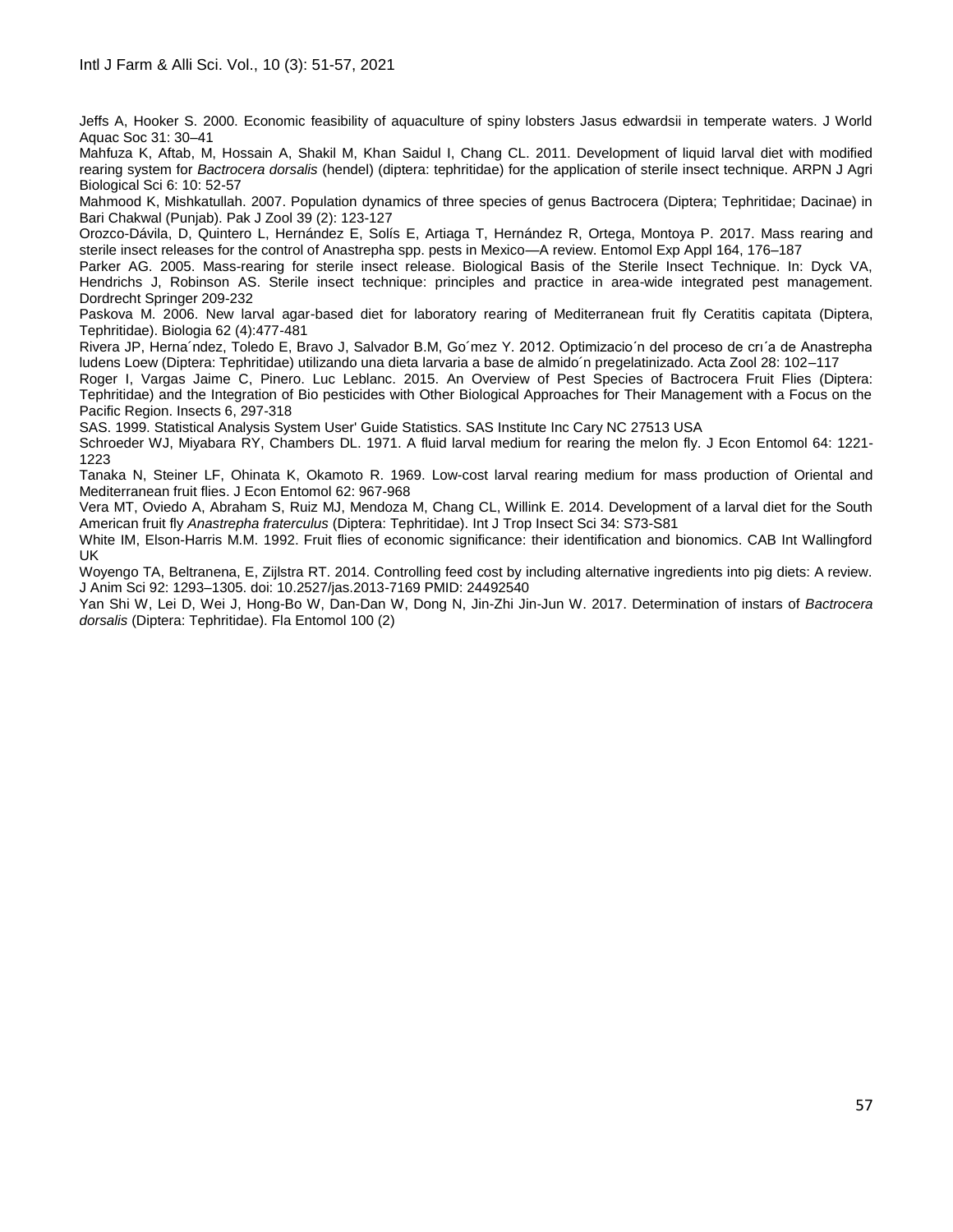Jeffs A, Hooker S. 2000. Economic feasibility of aquaculture of spiny lobsters Jasus edwardsii in temperate waters. J World Aquac Soc 31: 30–41

Mahfuza K, Aftab, M, Hossain A, Shakil M, Khan Saidul I, Chang CL. 2011. Development of liquid larval diet with modified rearing system for *Bactrocera dorsalis* (hendel) (diptera: tephritidae) for the application of sterile insect technique. ARPN J Agri Biological Sci 6: 10: 52-57

Mahmood K, Mishkatullah. 2007. Population dynamics of three species of genus Bactrocera (Diptera; Tephritidae; Dacinae) in Bari Chakwal (Punjab). Pak J Zool 39 (2): 123-127

Orozco-Dávila, D, Quintero L, Hernández E, Solís E, Artiaga T, Hernández R, Ortega, Montoya P. 2017. Mass rearing and sterile insect releases for the control of Anastrepha spp. pests in Mexico—A review. Entomol Exp Appl 164, 176–187

Parker AG. 2005. Mass-rearing for sterile insect release. Biological Basis of the Sterile Insect Technique. In: Dyck VA, Hendrichs J, Robinson AS. Sterile insect technique: principles and practice in area-wide integrated pest management. Dordrecht Springer 209-232

Paskova M. 2006. New larval agar-based diet for laboratory rearing of Mediterranean fruit fly Ceratitis capitata (Diptera, Tephritidae). Biologia 62 (4):477-481

Rivera JP, Herna´ndez, Toledo E, Bravo J, Salvador B.M, Go´mez Y. 2012. Optimizacio´n del proceso de crı´a de Anastrepha ludens Loew (Diptera: Tephritidae) utilizando una dieta larvaria a base de almido´n pregelatinizado. Acta Zool 28: 102–117

Roger I, Vargas Jaime C, Pinero. Luc Leblanc. 2015. An Overview of Pest Species of Bactrocera Fruit Flies (Diptera: Tephritidae) and the Integration of Bio pesticides with Other Biological Approaches for Their Management with a Focus on the Pacific Region. Insects 6, 297-318

SAS. 1999. Statistical Analysis System User' Guide Statistics. SAS Institute Inc Cary NC 27513 USA

Schroeder WJ, Miyabara RY, Chambers DL. 1971. A fluid larval medium for rearing the melon fly. J Econ Entomol 64: 1221-1223

Tanaka N, Steiner LF, Ohinata K, Okamoto R. 1969. Low-cost larval rearing medium for mass production of Oriental and Mediterranean fruit flies. J Econ Entomol 62: 967-968

Vera MT, Oviedo A, Abraham S, Ruiz MJ, Mendoza M, Chang CL, Willink E. 2014. Development of a larval diet for the South American fruit fly *Anastrepha fraterculus* (Diptera: Tephritidae). Int J Trop Insect Sci 34: S73-S81

White IM, Elson-Harris M.M. 1992. Fruit flies of economic significance: their identification and bionomics. CAB Int Wallingford UK

Woyengo TA, Beltranena, E, Zijlstra RT. 2014. Controlling feed cost by including alternative ingredients into pig diets: A review. J Anim Sci 92: 1293–1305. doi: 10.2527/jas.2013-7169 PMID: 24492540

Yan Shi W, Lei D, Wei J, Hong-Bo W, Dan-Dan W, Dong N, Jin-Zhi Jin-Jun W. 2017. Determination of instars of *Bactrocera dorsalis* (Diptera: Tephritidae). Fla Entomol 100 (2)